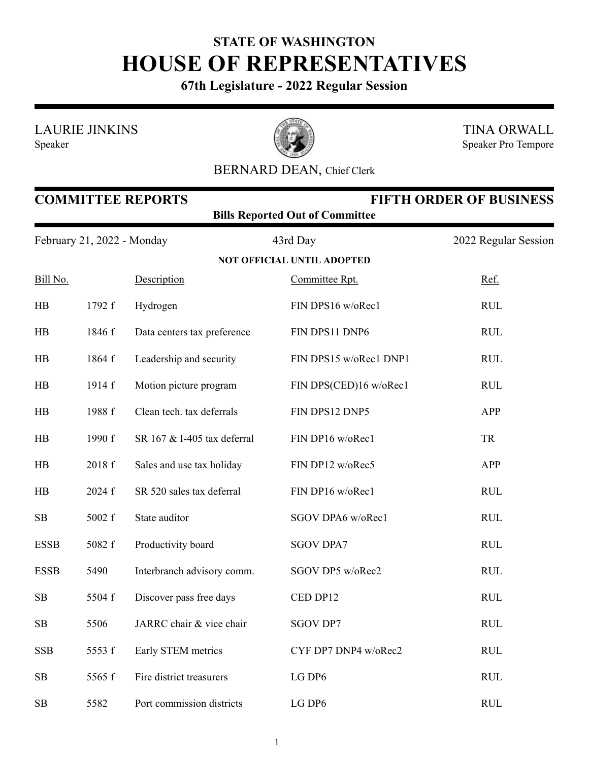# STATE OF WASHINGTON
# HOUSE OF REPRESENTATIVES

**67th Legislature - 2022 Regular Session**

LAURIE JINKINS
Speaker

TINA ORWALL
Speaker Pro Tempore

BERNARD DEAN, Chief Clerk

## COMMITTEE REPORTS — FIFTH ORDER OF BUSINESS

**Bills Reported Out of Committee**

February 21, 2022 - Monday — 43rd Day — 2022 Regular Session

**NOT OFFICIAL UNTIL ADOPTED**

| Bill No. | | Description | Committee Rpt. | Ref. |
|---|---|---|---|---|
| HB | 1792 f | Hydrogen | FIN DPS16 w/oRec1 | RUL |
| HB | 1846 f | Data centers tax preference | FIN DPS11 DNP6 | RUL |
| HB | 1864 f | Leadership and security | FIN DPS15 w/oRec1 DNP1 | RUL |
| HB | 1914 f | Motion picture program | FIN DPS(CED)16 w/oRec1 | RUL |
| HB | 1988 f | Clean tech. tax deferrals | FIN DPS12 DNP5 | APP |
| HB | 1990 f | SR 167 & I-405 tax deferral | FIN DP16 w/oRec1 | TR |
| HB | 2018 f | Sales and use tax holiday | FIN DP12 w/oRec5 | APP |
| HB | 2024 f | SR 520 sales tax deferral | FIN DP16 w/oRec1 | RUL |
| SB | 5002 f | State auditor | SGOV DPA6 w/oRec1 | RUL |
| ESSB | 5082 f | Productivity board | SGOV DPA7 | RUL |
| ESSB | 5490 | Interbranch advisory comm. | SGOV DP5 w/oRec2 | RUL |
| SB | 5504 f | Discover pass free days | CED DP12 | RUL |
| SB | 5506 | JARRC chair & vice chair | SGOV DP7 | RUL |
| SSB | 5553 f | Early STEM metrics | CYF DP7 DNP4 w/oRec2 | RUL |
| SB | 5565 f | Fire district treasurers | LG DP6 | RUL |
| SB | 5582 | Port commission districts | LG DP6 | RUL |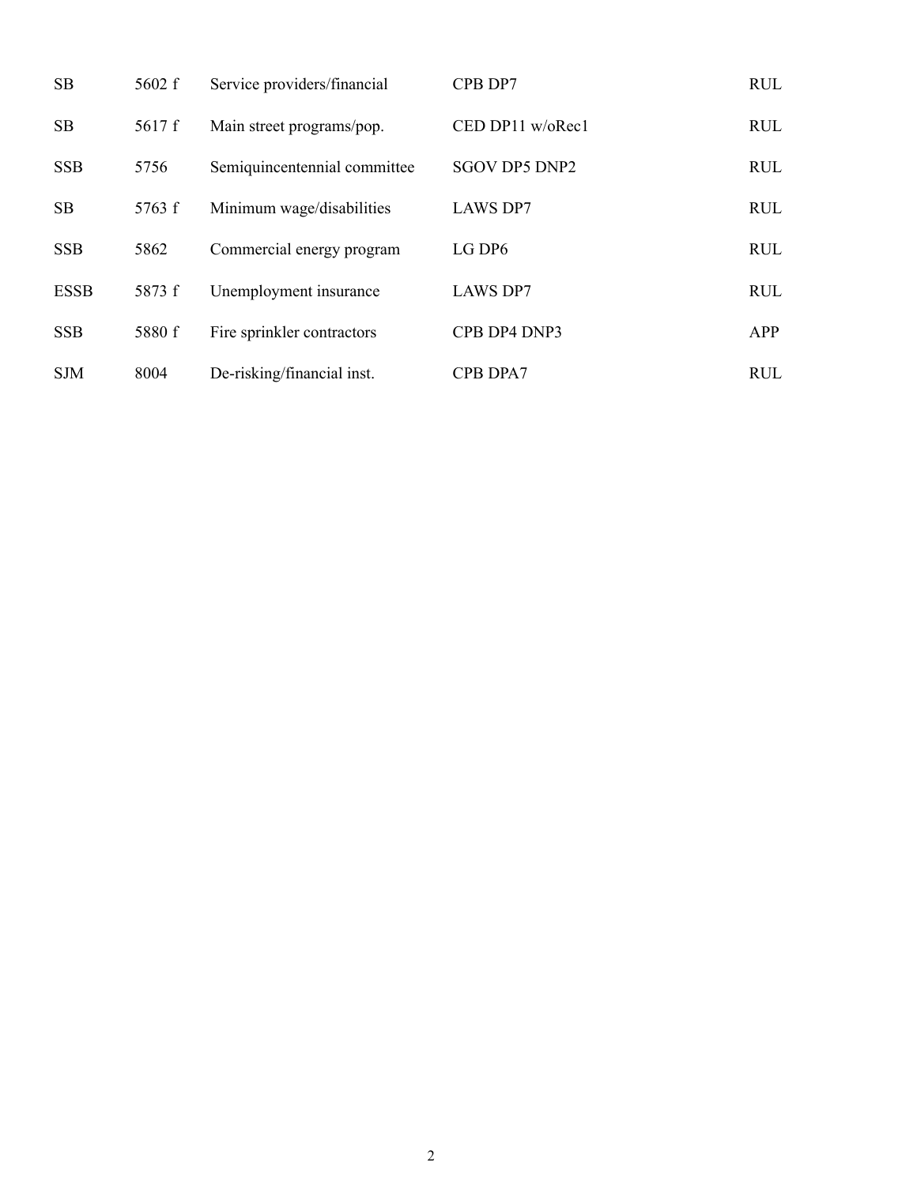| | | | | |
|---|---|---|---|---|
| SB | 5602 f | Service providers/financial | CPB DP7 | RUL |
| SB | 5617 f | Main street programs/pop. | CED DP11 w/oRec1 | RUL |
| SSB | 5756 | Semiquincentennial committee | SGOV DP5 DNP2 | RUL |
| SB | 5763 f | Minimum wage/disabilities | LAWS DP7 | RUL |
| SSB | 5862 | Commercial energy program | LG DP6 | RUL |
| ESSB | 5873 f | Unemployment insurance | LAWS DP7 | RUL |
| SSB | 5880 f | Fire sprinkler contractors | CPB DP4 DNP3 | APP |
| SJM | 8004 | De-risking/financial inst. | CPB DPA7 | RUL |